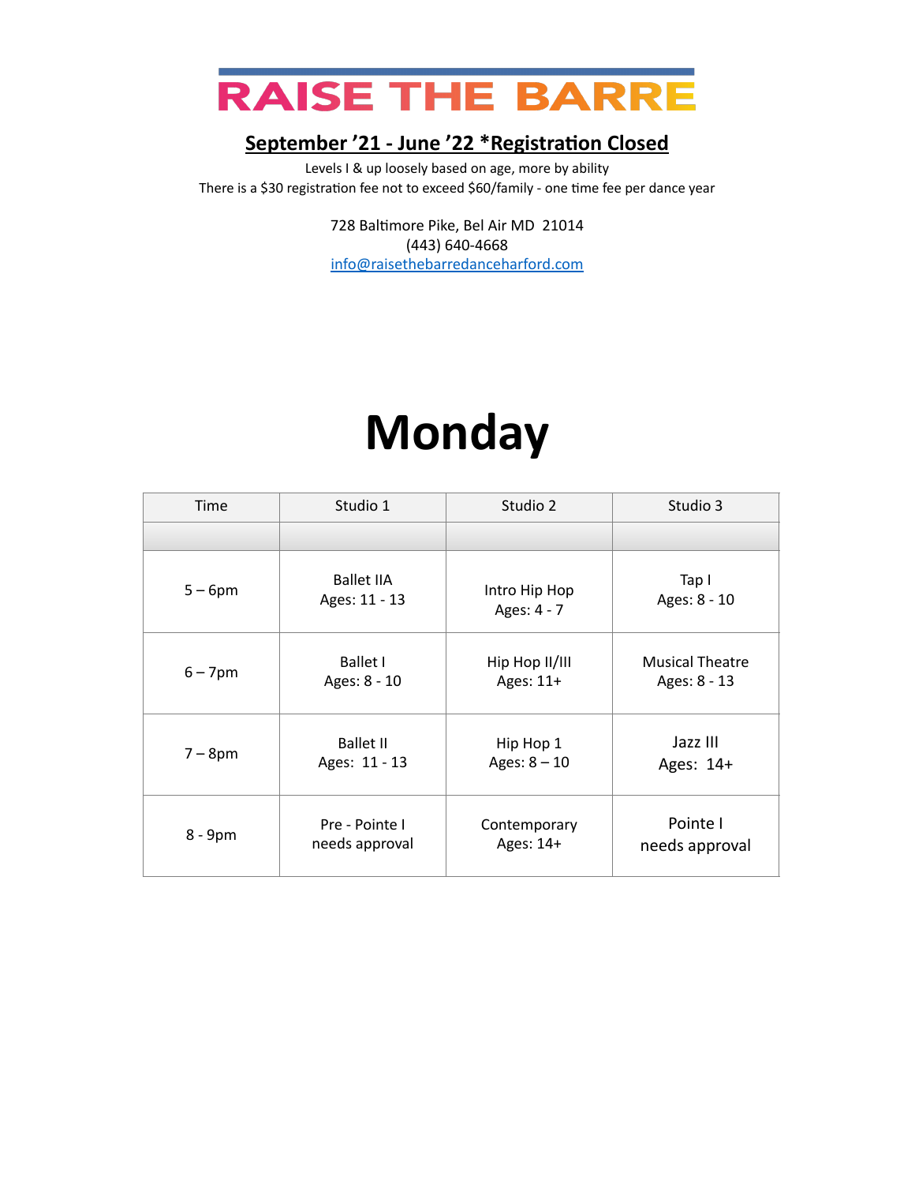# RAISE THE BARRE

**<u>September '21 - June '22 *Registration Closed</u>**

Levels I & up loosely based on age, more by ability

There is a $30 registration fee not to exceed $60/family - one time fee per dance year

728 Baltimore Pike, Bel Air MD 21014

(443) 640-4668

info@raisethebarredanceharford.com

# Monday

| Time | Studio 1 | Studio 2 | Studio 3 |
|---|---|---|---|
| | | | |
| 5 – 6pm | Ballet IIA<br>Ages: 11 - 13 | Intro Hip Hop<br>Ages: 4 - 7 | Tap I<br>Ages: 8 - 10 |
| 6 – 7pm | Ballet I<br>Ages: 8 - 10 | Hip Hop II/III<br>Ages: 11+ | Musical Theatre<br>Ages: 8 - 13 |
| 7 – 8pm | Ballet II<br>Ages: 11 - 13 | Hip Hop 1<br>Ages: 8 – 10 | Jazz III<br>Ages: 14+ |
| 8 - 9pm | Pre - Pointe I<br>needs approval | Contemporary<br>Ages: 14+ | Pointe I<br>needs approval |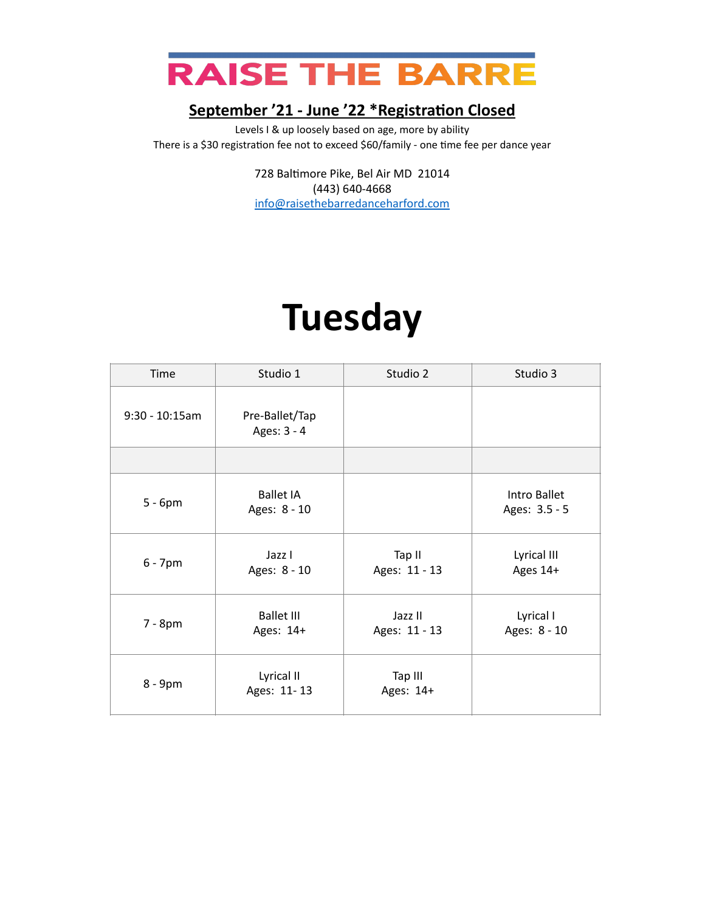# RAISE THE BARRE

**September '21 - June '22 *Registration Closed**

Levels I & up loosely based on age, more by ability
There is a $30 registration fee not to exceed $60/family - one time fee per dance year

728 Baltimore Pike, Bel Air MD 21014
(443) 640-4668
info@raisethebarredanceharford.com

# Tuesday

| Time | Studio 1 | Studio 2 | Studio 3 |
|---|---|---|---|
| 9:30 - 10:15am | Pre-Ballet/Tap<br>Ages: 3 - 4 | | |
| | | | |
| 5 - 6pm | Ballet IA<br>Ages: 8 - 10 | | Intro Ballet<br>Ages: 3.5 - 5 |
| 6 - 7pm | Jazz I<br>Ages: 8 - 10 | Tap II<br>Ages: 11 - 13 | Lyrical III<br>Ages 14+ |
| 7 - 8pm | Ballet III<br>Ages: 14+ | Jazz II<br>Ages: 11 - 13 | Lyrical I<br>Ages: 8 - 10 |
| 8 - 9pm | Lyrical II<br>Ages: 11- 13 | Tap III<br>Ages: 14+ | |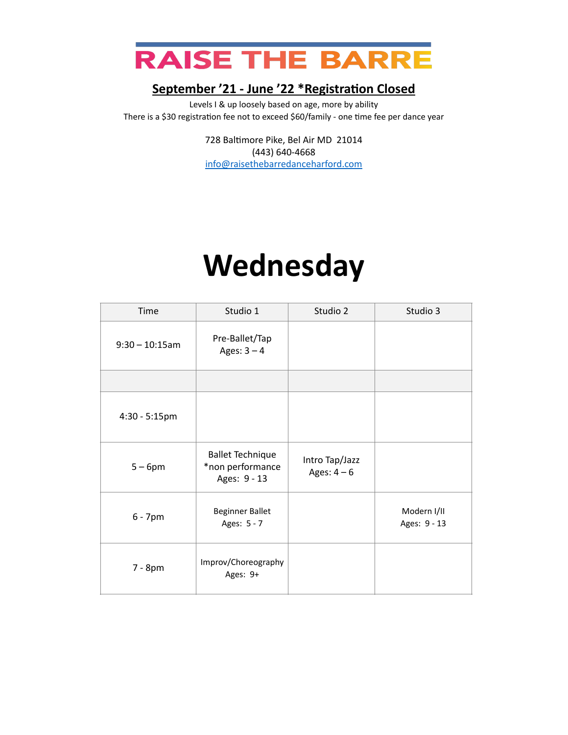# RAISE THE BARRE

**September '21 - June '22 *Registration Closed**

Levels I & up loosely based on age, more by ability

There is a $30 registration fee not to exceed $60/family - one time fee per dance year

728 Baltimore Pike, Bel Air MD 21014
(443) 640-4668
info@raisethebarredanceharford.com

# Wednesday

| Time | Studio 1 | Studio 2 | Studio 3 |
|---|---|---|---|
| 9:30 – 10:15am | Pre-Ballet/Tap<br>Ages: 3 – 4 | | |
| | | | |
| 4:30 - 5:15pm | | | |
| 5 – 6pm | Ballet Technique<br>*non performance<br>Ages: 9 - 13 | Intro Tap/Jazz<br>Ages: 4 – 6 | |
| 6 - 7pm | Beginner Ballet<br>Ages: 5 - 7 | | Modern I/II<br>Ages: 9 - 13 |
| 7 - 8pm | Improv/Choreography<br>Ages: 9+ | | |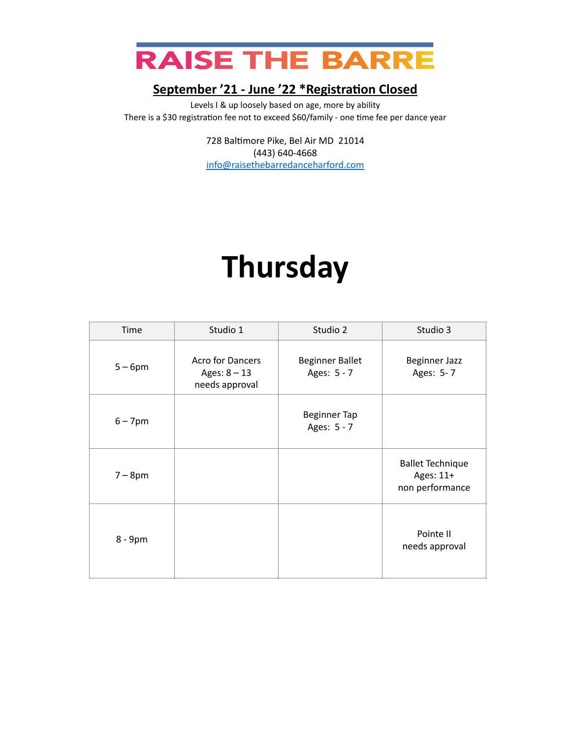# RAISE THE BARRE

**September '21 - June '22 *Registration Closed**

Levels I & up loosely based on age, more by ability
There is a $30 registration fee not to exceed $60/family - one time fee per dance year

728 Baltimore Pike, Bel Air MD 21014
(443) 640-4668
info@raisethebarredanceharford.com

# Thursday

| Time | Studio 1 | Studio 2 | Studio 3 |
|---|---|---|---|
| 5 – 6pm | Acro for Dancers<br>Ages: 8 – 13<br>needs approval | Beginner Ballet<br>Ages: 5 - 7 | Beginner Jazz<br>Ages: 5- 7 |
| 6 – 7pm | | Beginner Tap<br>Ages: 5 - 7 | |
| 7 – 8pm | | | Ballet Technique<br>Ages: 11+<br>non performance |
| 8 - 9pm | | | Pointe II<br>needs approval |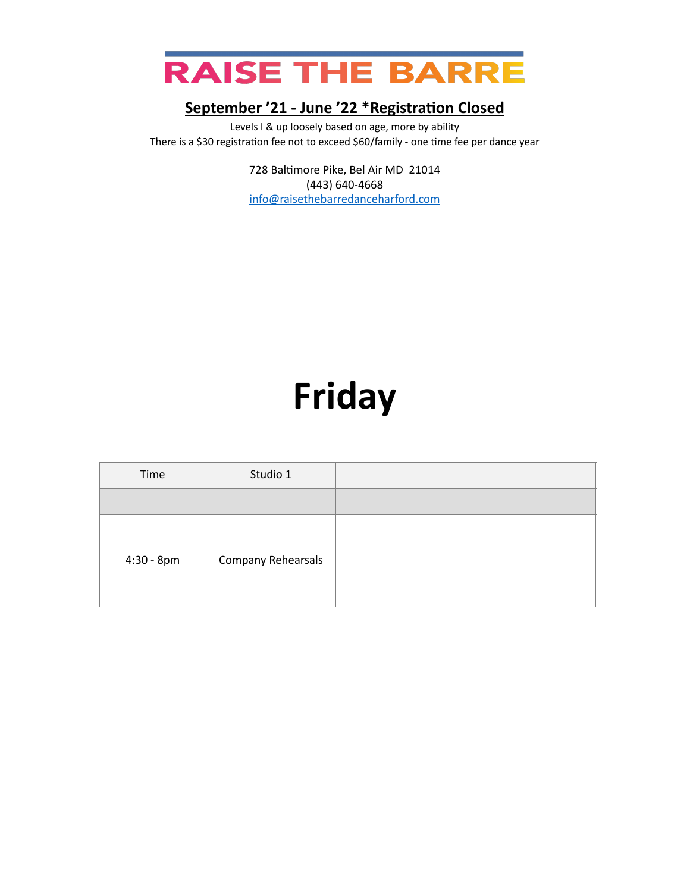# RAISE THE BARRE

**September '21 - June '22 *Registration Closed**

Levels I & up loosely based on age, more by ability
There is a $30 registration fee not to exceed $60/family - one time fee per dance year

728 Baltimore Pike, Bel Air MD 21014
(443) 640-4668
info@raisethebarredanceharford.com

# Friday

| Time | Studio 1 | | |
|---|---|---|---|
| | | | |
| 4:30 - 8pm | Company Rehearsals | | |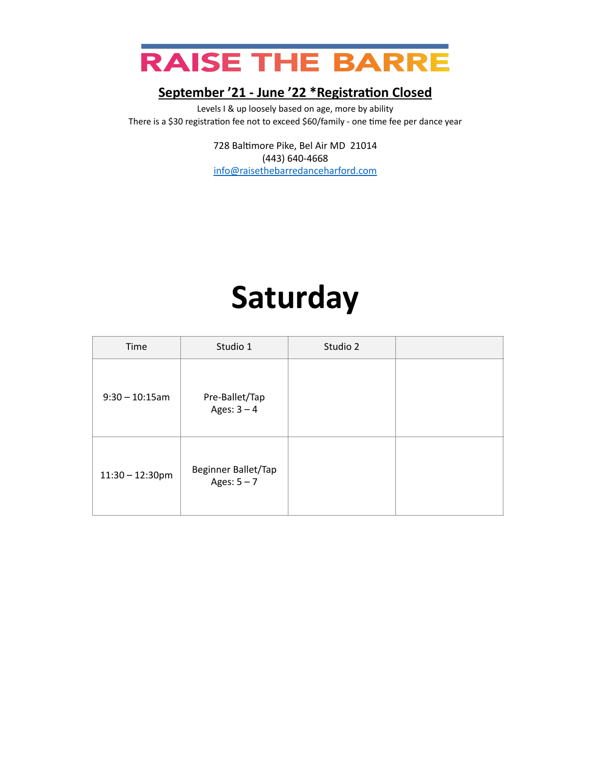# RAISE THE BARRE

**September '21 - June '22 *Registration Closed**

Levels I & up loosely based on age, more by ability

There is a $30 registration fee not to exceed $60/family - one time fee per dance year

728 Baltimore Pike, Bel Air MD 21014
(443) 640-4668
info@raisethebarredanceharford.com

# Saturday

| Time | Studio 1 | Studio 2 | |
|---|---|---|---|
| 9:30 – 10:15am | Pre-Ballet/Tap<br>Ages: 3 – 4 | | |
| 11:30 – 12:30pm | Beginner Ballet/Tap<br>Ages: 5 – 7 | | |